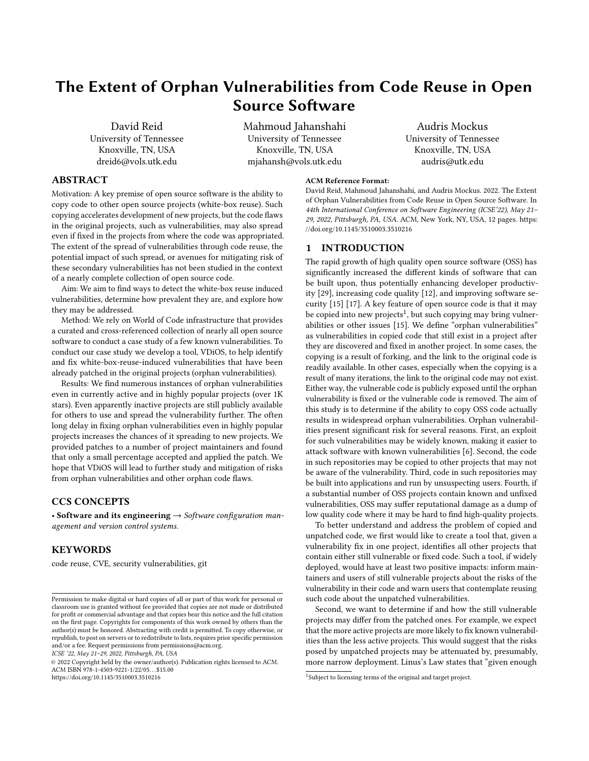# The Extent of Orphan Vulnerabilities from Code Reuse in Open Source Software

David Reid
University of Tennessee
Knoxville, TN, USA
dreid6@vols.utk.edu

Mahmoud Jahanshahi
University of Tennessee
Knoxville, TN, USA
mjahansh@vols.utk.edu

Audris Mockus
University of Tennessee
Knoxville, TN, USA
audris@utk.edu

## ABSTRACT

Motivation: A key premise of open source software is the ability to copy code to other open source projects (white-box reuse). Such copying accelerates development of new projects, but the code flaws in the original projects, such as vulnerabilities, may also spread even if fixed in the projects from where the code was appropriated. The extent of the spread of vulnerabilities through code reuse, the potential impact of such spread, or avenues for mitigating risk of these secondary vulnerabilities has not been studied in the context of a nearly complete collection of open source code.

Aim: We aim to find ways to detect the white-box reuse induced vulnerabilities, determine how prevalent they are, and explore how they may be addressed.

Method: We rely on World of Code infrastructure that provides a curated and cross-referenced collection of nearly all open source software to conduct a case study of a few known vulnerabilities. To conduct our case study we develop a tool, VDiOS, to help identify and fix white-box-reuse-induced vulnerabilities that have been already patched in the original projects (orphan vulnerabilities).

Results: We find numerous instances of orphan vulnerabilities even in currently active and in highly popular projects (over 1K stars). Even apparently inactive projects are still publicly available for others to use and spread the vulnerability further. The often long delay in fixing orphan vulnerabilities even in highly popular projects increases the chances of it spreading to new projects. We provided patches to a number of project maintainers and found that only a small percentage accepted and applied the patch. We hope that VDiOS will lead to further study and mitigation of risks from orphan vulnerabilities and other orphan code flaws.

## CCS CONCEPTS

• **Software and its engineering** → *Software configuration management and version control systems.*

## KEYWORDS

code reuse, CVE, security vulnerabilities, git

**ACM Reference Format:**
David Reid, Mahmoud Jahanshahi, and Audris Mockus. 2022. The Extent of Orphan Vulnerabilities from Code Reuse in Open Source Software. In *44th International Conference on Software Engineering (ICSE'22), May 21–29, 2022, Pittsburgh, PA, USA.* ACM, New York, NY, USA, 12 pages. https://doi.org/10.1145/3510003.3510216

## 1 INTRODUCTION

The rapid growth of high quality open source software (OSS) has significantly increased the different kinds of software that can be built upon, thus potentially enhancing developer productivity [29], increasing code quality [12], and improving software security [15] [17]. A key feature of open source code is that it may be copied into new projects[1], but such copying may bring vulnerabilities or other issues [15]. We define "orphan vulnerabilities" as vulnerabilities in copied code that still exist in a project after they are discovered and fixed in another project. In some cases, the copying is a result of forking, and the link to the original code is readily available. In other cases, especially when the copying is a result of many iterations, the link to the original code may not exist. Either way, the vulnerable code is publicly exposed until the orphan vulnerability is fixed or the vulnerable code is removed. The aim of this study is to determine if the ability to copy OSS code actually results in widespread orphan vulnerabilities. Orphan vulnerabilities present significant risk for several reasons. First, an exploit for such vulnerabilities may be widely known, making it easier to attack software with known vulnerabilities [6]. Second, the code in such repositories may be copied to other projects that may not be aware of the vulnerability. Third, code in such repositories may be built into applications and run by unsuspecting users. Fourth, if a substantial number of OSS projects contain known and unfixed vulnerabilities, OSS may suffer reputational damage as a dump of low quality code where it may be hard to find high-quality projects.

To better understand and address the problem of copied and unpatched code, we first would like to create a tool that, given a vulnerability fix in one project, identifies all other projects that contain either still vulnerable or fixed code. Such a tool, if widely deployed, would have at least two positive impacts: inform maintainers and users of still vulnerable projects about the risks of the vulnerability in their code and warn users that contemplate reusing such code about the unpatched vulnerabilities.

Second, we want to determine if and how the still vulnerable projects may differ from the patched ones. For example, we expect that the more active projects are more likely to fix known vulnerabilities than the less active projects. This would suggest that the risks posed by unpatched projects may be attenuated by, presumably, more narrow deployment. Linus's Law states that "given enough

[1] Subject to licensing terms of the original and target project.

Permission to make digital or hard copies of all or part of this work for personal or classroom use is granted without fee provided that copies are not made or distributed for profit or commercial advantage and that copies bear this notice and the full citation on the first page. Copyrights for components of this work owned by others than the author(s) must be honored. Abstracting with credit is permitted. To copy otherwise, or republish, to post on servers or to redistribute to lists, requires prior specific permission and/or a fee. Request permissions from permissions@acm.org.
*ICSE '22, May 21–29, 2022, Pittsburgh, PA, USA*
© 2022 Copyright held by the owner/author(s). Publication rights licensed to ACM.
ACM ISBN 978-1-4503-9221-1/22/05...$15.00
https://doi.org/10.1145/3510003.3510216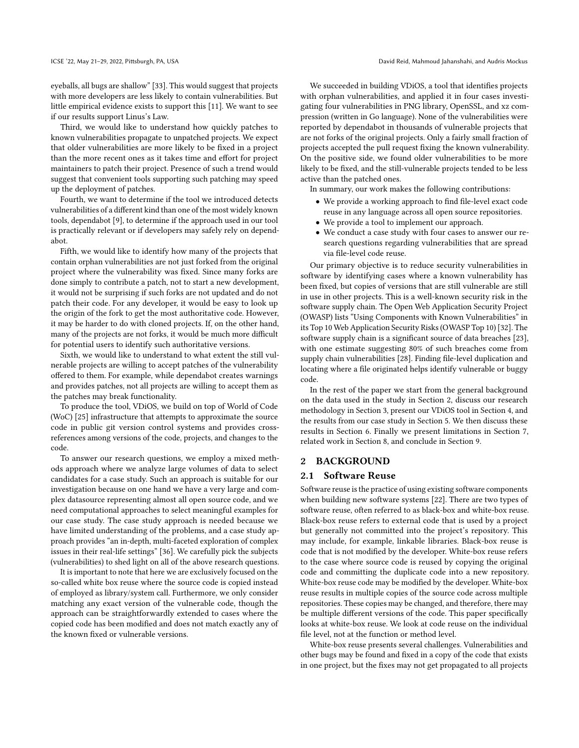eyeballs, all bugs are shallow" [33]. This would suggest that projects with more developers are less likely to contain vulnerabilities. But little empirical evidence exists to support this [11]. We want to see if our results support Linus's Law.

Third, we would like to understand how quickly patches to known vulnerabilities propagate to unpatched projects. We expect that older vulnerabilities are more likely to be fixed in a project than the more recent ones as it takes time and effort for project maintainers to patch their project. Presence of such a trend would suggest that convenient tools supporting such patching may speed up the deployment of patches.

Fourth, we want to determine if the tool we introduced detects vulnerabilities of a different kind than one of the most widely known tools, dependabot [9], to determine if the approach used in our tool is practically relevant or if developers may safely rely on dependabot.

Fifth, we would like to identify how many of the projects that contain orphan vulnerabilities are not just forked from the original project where the vulnerability was fixed. Since many forks are done simply to contribute a patch, not to start a new development, it would not be surprising if such forks are not updated and do not patch their code. For any developer, it would be easy to look up the origin of the fork to get the most authoritative code. However, it may be harder to do with cloned projects. If, on the other hand, many of the projects are not forks, it would be much more difficult for potential users to identify such authoritative versions.

Sixth, we would like to understand to what extent the still vulnerable projects are willing to accept patches of the vulnerability offered to them. For example, while dependabot creates warnings and provides patches, not all projects are willing to accept them as the patches may break functionality.

To produce the tool, VDiOS, we build on top of World of Code (WoC) [25] infrastructure that attempts to approximate the source code in public git version control systems and provides cross-references among versions of the code, projects, and changes to the code.

To answer our research questions, we employ a mixed methods approach where we analyze large volumes of data to select candidates for a case study. Such an approach is suitable for our investigation because on one hand we have a very large and complex datasource representing almost all open source code, and we need computational approaches to select meaningful examples for our case study. The case study approach is needed because we have limited understanding of the problems, and a case study approach provides "an in-depth, multi-faceted exploration of complex issues in their real-life settings" [36]. We carefully pick the subjects (vulnerabilities) to shed light on all of the above research questions.

It is important to note that here we are exclusively focused on the so-called white box reuse where the source code is copied instead of employed as library/system call. Furthermore, we only consider matching any exact version of the vulnerable code, though the approach can be straightforwardly extended to cases where the copied code has been modified and does not match exactly any of the known fixed or vulnerable versions.

We succeeded in building VDiOS, a tool that identifies projects with orphan vulnerabilities, and applied it in four cases investigating four vulnerabilities in PNG library, OpenSSL, and xz compression (written in Go language). None of the vulnerabilities were reported by dependabot in thousands of vulnerable projects that are not forks of the original projects. Only a fairly small fraction of projects accepted the pull request fixing the known vulnerability. On the positive side, we found older vulnerabilities to be more likely to be fixed, and the still-vulnerable projects tended to be less active than the patched ones.

In summary, our work makes the following contributions:

- We provide a working approach to find file-level exact code reuse in any language across all open source repositories.
- We provide a tool to implement our approach.
- We conduct a case study with four cases to answer our research questions regarding vulnerabilities that are spread via file-level code reuse.

Our primary objective is to reduce security vulnerabilities in software by identifying cases where a known vulnerability has been fixed, but copies of versions that are still vulnerable are still in use in other projects. This is a well-known security risk in the software supply chain. The Open Web Application Security Project (OWASP) lists "Using Components with Known Vulnerabilities" in its Top 10 Web Application Security Risks (OWASP Top 10) [32]. The software supply chain is a significant source of data breaches [23], with one estimate suggesting 80% of such breaches come from supply chain vulnerabilities [28]. Finding file-level duplication and locating where a file originated helps identify vulnerable or buggy code.

In the rest of the paper we start from the general background on the data used in the study in Section 2, discuss our research methodology in Section 3, present our VDiOS tool in Section 4, and the results from our case study in Section 5. We then discuss these results in Section 6. Finally we present limitations in Section 7, related work in Section 8, and conclude in Section 9.

## 2 BACKGROUND

### 2.1 Software Reuse

Software reuse is the practice of using existing software components when building new software systems [22]. There are two types of software reuse, often referred to as black-box and white-box reuse. Black-box reuse refers to external code that is used by a project but generally not committed into the project's repository. This may include, for example, linkable libraries. Black-box reuse is code that is not modified by the developer. White-box reuse refers to the case where source code is reused by copying the original code and committing the duplicate code into a new repository. White-box reuse code may be modified by the developer. White-box reuse results in multiple copies of the source code across multiple repositories. These copies may be changed, and therefore, there may be multiple different versions of the code. This paper specifically looks at white-box reuse. We look at code reuse on the individual file level, not at the function or method level.

White-box reuse presents several challenges. Vulnerabilities and other bugs may be found and fixed in a copy of the code that exists in one project, but the fixes may not get propagated to all projects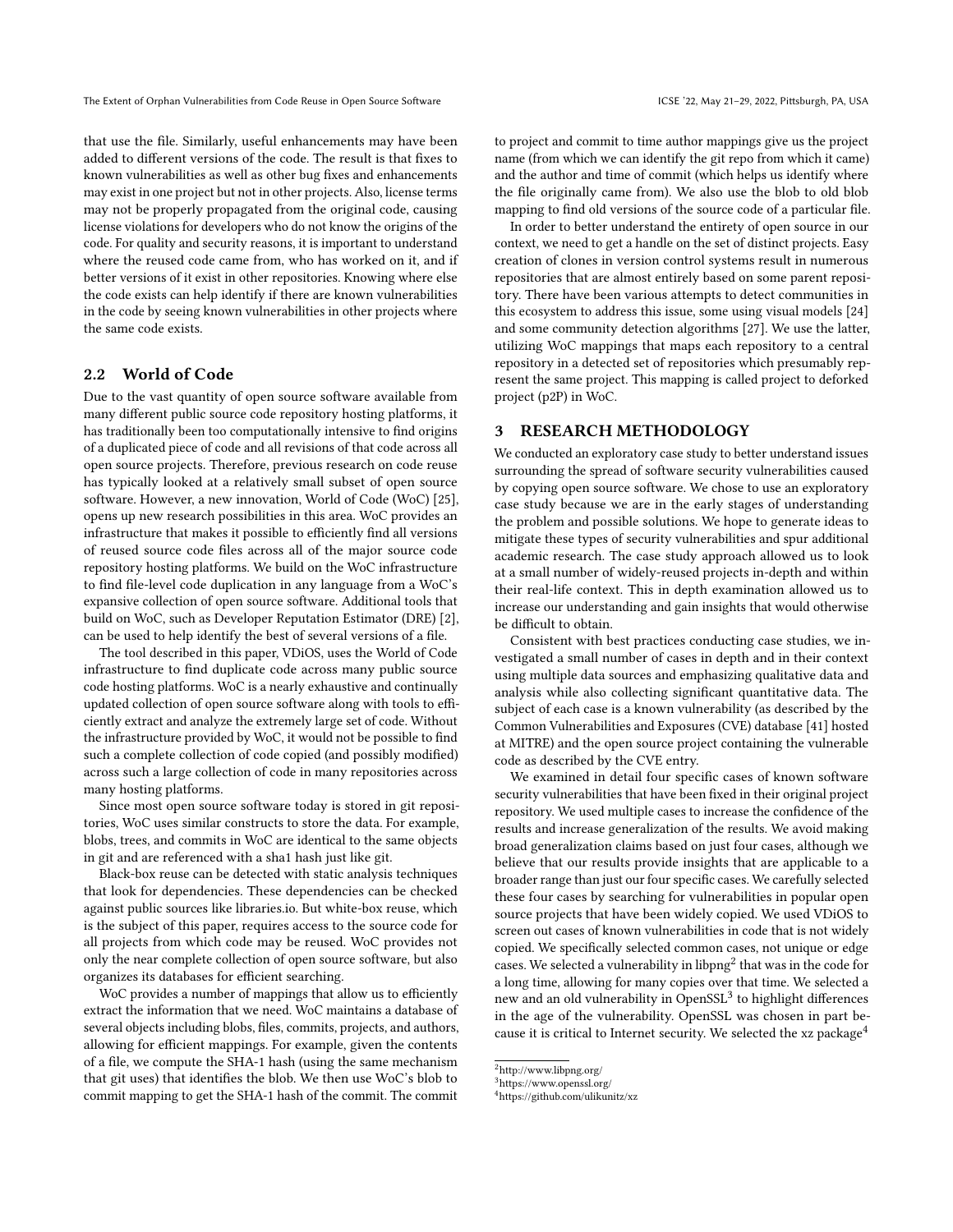that use the file. Similarly, useful enhancements may have been added to different versions of the code. The result is that fixes to known vulnerabilities as well as other bug fixes and enhancements may exist in one project but not in other projects. Also, license terms may not be properly propagated from the original code, causing license violations for developers who do not know the origins of the code. For quality and security reasons, it is important to understand where the reused code came from, who has worked on it, and if better versions of it exist in other repositories. Knowing where else the code exists can help identify if there are known vulnerabilities in the code by seeing known vulnerabilities in other projects where the same code exists.

## 2.2 World of Code

Due to the vast quantity of open source software available from many different public source code repository hosting platforms, it has traditionally been too computationally intensive to find origins of a duplicated piece of code and all revisions of that code across all open source projects. Therefore, previous research on code reuse has typically looked at a relatively small subset of open source software. However, a new innovation, World of Code (WoC) [25], opens up new research possibilities in this area. WoC provides an infrastructure that makes it possible to efficiently find all versions of reused source code files across all of the major source code repository hosting platforms. We build on the WoC infrastructure to find file-level code duplication in any language from a WoC's expansive collection of open source software. Additional tools that build on WoC, such as Developer Reputation Estimator (DRE) [2], can be used to help identify the best of several versions of a file.

The tool described in this paper, VDiOS, uses the World of Code infrastructure to find duplicate code across many public source code hosting platforms. WoC is a nearly exhaustive and continually updated collection of open source software along with tools to efficiently extract and analyze the extremely large set of code. Without the infrastructure provided by WoC, it would not be possible to find such a complete collection of code copied (and possibly modified) across such a large collection of code in many repositories across many hosting platforms.

Since most open source software today is stored in git repositories, WoC uses similar constructs to store the data. For example, blobs, trees, and commits in WoC are identical to the same objects in git and are referenced with a sha1 hash just like git.

Black-box reuse can be detected with static analysis techniques that look for dependencies. These dependencies can be checked against public sources like libraries.io. But white-box reuse, which is the subject of this paper, requires access to the source code for all projects from which code may be reused. WoC provides not only the near complete collection of open source software, but also organizes its databases for efficient searching.

WoC provides a number of mappings that allow us to efficiently extract the information that we need. WoC maintains a database of several objects including blobs, files, commits, projects, and authors, allowing for efficient mappings. For example, given the contents of a file, we compute the SHA-1 hash (using the same mechanism that git uses) that identifies the blob. We then use WoC's blob to commit mapping to get the SHA-1 hash of the commit. The commit to project and commit to time author mappings give us the project name (from which we can identify the git repo from which it came) and the author and time of commit (which helps us identify where the file originally came from). We also use the blob to old blob mapping to find old versions of the source code of a particular file.

In order to better understand the entirety of open source in our context, we need to get a handle on the set of distinct projects. Easy creation of clones in version control systems result in numerous repositories that are almost entirely based on some parent repository. There have been various attempts to detect communities in this ecosystem to address this issue, some using visual models [24] and some community detection algorithms [27]. We use the latter, utilizing WoC mappings that maps each repository to a central repository in a detected set of repositories which presumably represent the same project. This mapping is called project to deforked project (p2P) in WoC.

# 3 RESEARCH METHODOLOGY

We conducted an exploratory case study to better understand issues surrounding the spread of software security vulnerabilities caused by copying open source software. We chose to use an exploratory case study because we are in the early stages of understanding the problem and possible solutions. We hope to generate ideas to mitigate these types of security vulnerabilities and spur additional academic research. The case study approach allowed us to look at a small number of widely-reused projects in-depth and within their real-life context. This in depth examination allowed us to increase our understanding and gain insights that would otherwise be difficult to obtain.

Consistent with best practices conducting case studies, we investigated a small number of cases in depth and in their context using multiple data sources and emphasizing qualitative data and analysis while also collecting significant quantitative data. The subject of each case is a known vulnerability (as described by the Common Vulnerabilities and Exposures (CVE) database [41] hosted at MITRE) and the open source project containing the vulnerable code as described by the CVE entry.

We examined in detail four specific cases of known software security vulnerabilities that have been fixed in their original project repository. We used multiple cases to increase the confidence of the results and increase generalization of the results. We avoid making broad generalization claims based on just four cases, although we believe that our results provide insights that are applicable to a broader range than just our four specific cases. We carefully selected these four cases by searching for vulnerabilities in popular open source projects that have been widely copied. We used VDiOS to screen out cases of known vulnerabilities in code that is not widely copied. We specifically selected common cases, not unique or edge cases. We selected a vulnerability in libpng[2] that was in the code for a long time, allowing for many copies over that time. We selected a new and an old vulnerability in OpenSSL[3] to highlight differences in the age of the vulnerability. OpenSSL was chosen in part because it is critical to Internet security. We selected the xz package[4]

[2] http://www.libpng.org/

[3] https://www.openssl.org/

[4] https://github.com/ulikunitz/xz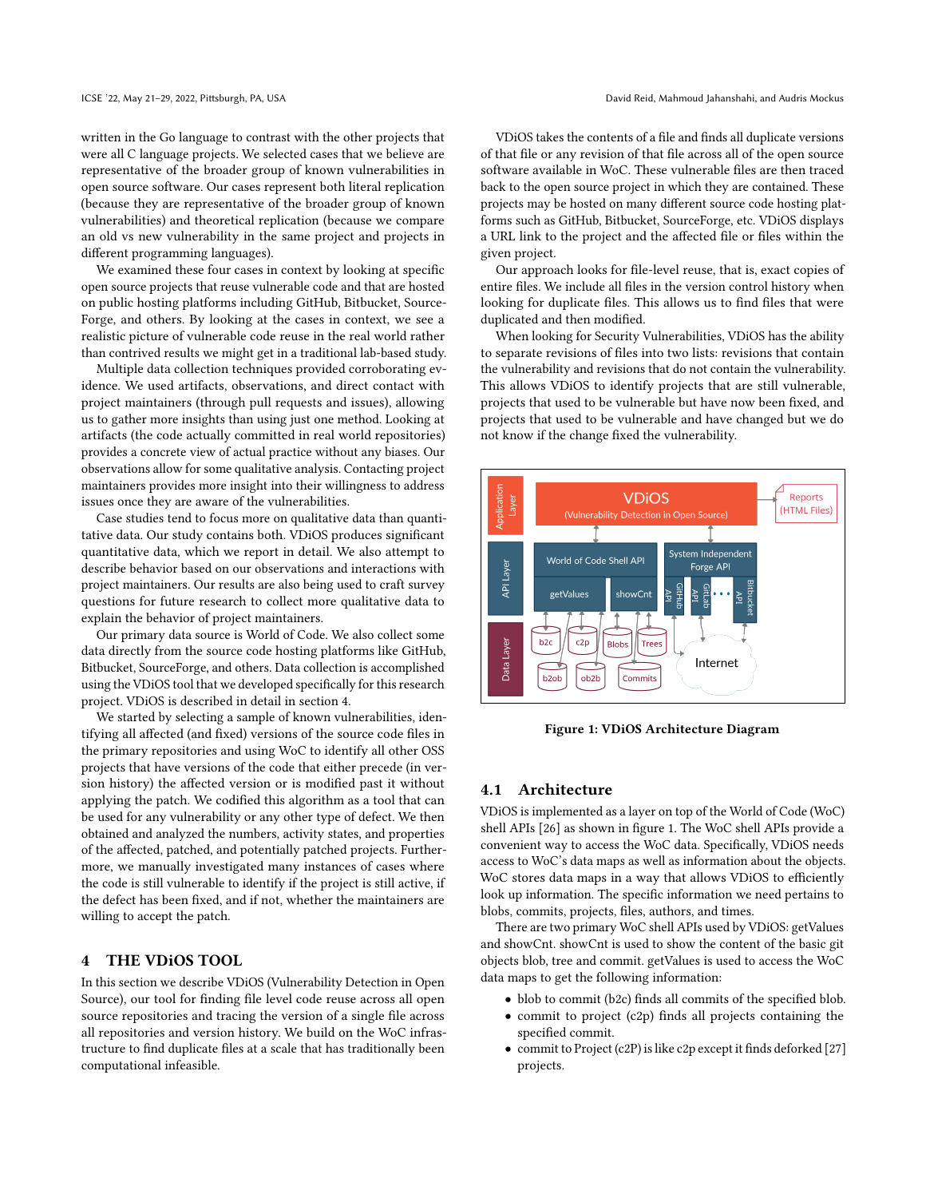written in the Go language to contrast with the other projects that were all C language projects. We selected cases that we believe are representative of the broader group of known vulnerabilities in open source software. Our cases represent both literal replication (because they are representative of the broader group of known vulnerabilities) and theoretical replication (because we compare an old vs new vulnerability in the same project and projects in different programming languages).

We examined these four cases in context by looking at specific open source projects that reuse vulnerable code and that are hosted on public hosting platforms including GitHub, Bitbucket, SourceForge, and others. By looking at the cases in context, we see a realistic picture of vulnerable code reuse in the real world rather than contrived results we might get in a traditional lab-based study.

Multiple data collection techniques provided corroborating evidence. We used artifacts, observations, and direct contact with project maintainers (through pull requests and issues), allowing us to gather more insights than using just one method. Looking at artifacts (the code actually committed in real world repositories) provides a concrete view of actual practice without any biases. Our observations allow for some qualitative analysis. Contacting project maintainers provides more insight into their willingness to address issues once they are aware of the vulnerabilities.

Case studies tend to focus more on qualitative data than quantitative data. Our study contains both. VDiOS produces significant quantitative data, which we report in detail. We also attempt to describe behavior based on our observations and interactions with project maintainers. Our results are also being used to craft survey questions for future research to collect more qualitative data to explain the behavior of project maintainers.

Our primary data source is World of Code. We also collect some data directly from the source code hosting platforms like GitHub, Bitbucket, SourceForge, and others. Data collection is accomplished using the VDiOS tool that we developed specifically for this research project. VDiOS is described in detail in section 4.

We started by selecting a sample of known vulnerabilities, identifying all affected (and fixed) versions of the source code files in the primary repositories and using WoC to identify all other OSS projects that have versions of the code that either precede (in version history) the affected version or is modified past it without applying the patch. We codified this algorithm as a tool that can be used for any vulnerability or any other type of defect. We then obtained and analyzed the numbers, activity states, and properties of the affected, patched, and potentially patched projects. Furthermore, we manually investigated many instances of cases where the code is still vulnerable to identify if the project is still active, if the defect has been fixed, and if not, whether the maintainers are willing to accept the patch.

## 4 THE VDiOS TOOL

In this section we describe VDiOS (Vulnerability Detection in Open Source), our tool for finding file level code reuse across all open source repositories and tracing the version of a single file across all repositories and version history. We build on the WoC infrastructure to find duplicate files at a scale that has traditionally been computational infeasible.

VDiOS takes the contents of a file and finds all duplicate versions of that file or any revision of that file across all of the open source software available in WoC. These vulnerable files are then traced back to the open source project in which they are contained. These projects may be hosted on many different source code hosting platforms such as GitHub, Bitbucket, SourceForge, etc. VDiOS displays a URL link to the project and the affected file or files within the given project.

Our approach looks for file-level reuse, that is, exact copies of entire files. We include all files in the version control history when looking for duplicate files. This allows us to find files that were duplicated and then modified.

When looking for Security Vulnerabilities, VDiOS has the ability to separate revisions of files into two lists: revisions that contain the vulnerability and revisions that do not contain the vulnerability. This allows VDiOS to identify projects that are still vulnerable, projects that used to be vulnerable but have now been fixed, and projects that used to be vulnerable and have changed but we do not know if the change fixed the vulnerability.

**Figure 1: VDiOS Architecture Diagram**

### 4.1 Architecture

VDiOS is implemented as a layer on top of the World of Code (WoC) shell APIs [26] as shown in figure 1. The WoC shell APIs provide a convenient way to access the WoC data. Specifically, VDiOS needs access to WoC's data maps as well as information about the objects. WoC stores data maps in a way that allows VDiOS to efficiently look up information. The specific information we need pertains to blobs, commits, projects, files, authors, and times.

There are two primary WoC shell APIs used by VDiOS: getValues and showCnt. showCnt is used to show the content of the basic git objects blob, tree and commit. getValues is used to access the WoC data maps to get the following information:

- blob to commit (b2c) finds all commits of the specified blob.
- commit to project (c2p) finds all projects containing the specified commit.
- commit to Project (c2P) is like c2p except it finds deforked [27] projects.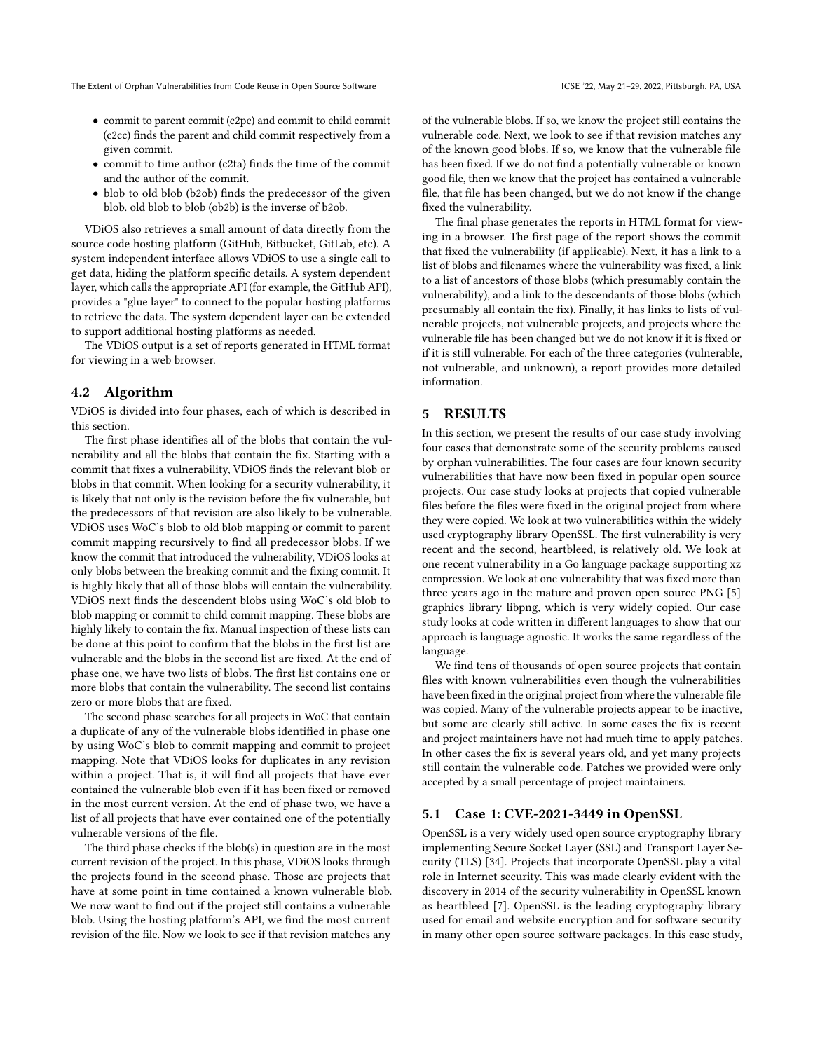- commit to parent commit (c2pc) and commit to child commit (c2cc) finds the parent and child commit respectively from a given commit.
- commit to time author (c2ta) finds the time of the commit and the author of the commit.
- blob to old blob (b2ob) finds the predecessor of the given blob. old blob to blob (ob2b) is the inverse of b2ob.

VDiOS also retrieves a small amount of data directly from the source code hosting platform (GitHub, Bitbucket, GitLab, etc). A system independent interface allows VDiOS to use a single call to get data, hiding the platform specific details. A system dependent layer, which calls the appropriate API (for example, the GitHub API), provides a "glue layer" to connect to the popular hosting platforms to retrieve the data. The system dependent layer can be extended to support additional hosting platforms as needed.

The VDiOS output is a set of reports generated in HTML format for viewing in a web browser.

## 4.2 Algorithm

VDiOS is divided into four phases, each of which is described in this section.

The first phase identifies all of the blobs that contain the vulnerability and all the blobs that contain the fix. Starting with a commit that fixes a vulnerability, VDiOS finds the relevant blob or blobs in that commit. When looking for a security vulnerability, it is likely that not only is the revision before the fix vulnerable, but the predecessors of that revision are also likely to be vulnerable. VDiOS uses WoC's blob to old blob mapping or commit to parent commit mapping recursively to find all predecessor blobs. If we know the commit that introduced the vulnerability, VDiOS looks at only blobs between the breaking commit and the fixing commit. It is highly likely that all of those blobs will contain the vulnerability. VDiOS next finds the descendent blobs using WoC's old blob to blob mapping or commit to child commit mapping. These blobs are highly likely to contain the fix. Manual inspection of these lists can be done at this point to confirm that the blobs in the first list are vulnerable and the blobs in the second list are fixed. At the end of phase one, we have two lists of blobs. The first list contains one or more blobs that contain the vulnerability. The second list contains zero or more blobs that are fixed.

The second phase searches for all projects in WoC that contain a duplicate of any of the vulnerable blobs identified in phase one by using WoC's blob to commit mapping and commit to project mapping. Note that VDiOS looks for duplicates in any revision within a project. That is, it will find all projects that have ever contained the vulnerable blob even if it has been fixed or removed in the most current version. At the end of phase two, we have a list of all projects that have ever contained one of the potentially vulnerable versions of the file.

The third phase checks if the blob(s) in question are in the most current revision of the project. In this phase, VDiOS looks through the projects found in the second phase. Those are projects that have at some point in time contained a known vulnerable blob. We now want to find out if the project still contains a vulnerable blob. Using the hosting platform's API, we find the most current revision of the file. Now we look to see if that revision matches any of the vulnerable blobs. If so, we know the project still contains the vulnerable code. Next, we look to see if that revision matches any of the known good blobs. If so, we know that the vulnerable file has been fixed. If we do not find a potentially vulnerable or known good file, then we know that the project has contained a vulnerable file, that file has been changed, but we do not know if the change fixed the vulnerability.

The final phase generates the reports in HTML format for viewing in a browser. The first page of the report shows the commit that fixed the vulnerability (if applicable). Next, it has a link to a list of blobs and filenames where the vulnerability was fixed, a link to a list of ancestors of those blobs (which presumably contain the vulnerability), and a link to the descendants of those blobs (which presumably all contain the fix). Finally, it has links to lists of vulnerable projects, not vulnerable projects, and projects where the vulnerable file has been changed but we do not know if it is fixed or if it is still vulnerable. For each of the three categories (vulnerable, not vulnerable, and unknown), a report provides more detailed information.

# 5 RESULTS

In this section, we present the results of our case study involving four cases that demonstrate some of the security problems caused by orphan vulnerabilities. The four cases are four known security vulnerabilities that have now been fixed in popular open source projects. Our case study looks at projects that copied vulnerable files before the files were fixed in the original project from where they were copied. We look at two vulnerabilities within the widely used cryptography library OpenSSL. The first vulnerability is very recent and the second, heartbleed, is relatively old. We look at one recent vulnerability in a Go language package supporting xz compression. We look at one vulnerability that was fixed more than three years ago in the mature and proven open source PNG [5] graphics library libpng, which is very widely copied. Our case study looks at code written in different languages to show that our approach is language agnostic. It works the same regardless of the language.

We find tens of thousands of open source projects that contain files with known vulnerabilities even though the vulnerabilities have been fixed in the original project from where the vulnerable file was copied. Many of the vulnerable projects appear to be inactive, but some are clearly still active. In some cases the fix is recent and project maintainers have not had much time to apply patches. In other cases the fix is several years old, and yet many projects still contain the vulnerable code. Patches we provided were only accepted by a small percentage of project maintainers.

## 5.1 Case 1: CVE-2021-3449 in OpenSSL

OpenSSL is a very widely used open source cryptography library implementing Secure Socket Layer (SSL) and Transport Layer Security (TLS) [34]. Projects that incorporate OpenSSL play a vital role in Internet security. This was made clearly evident with the discovery in 2014 of the security vulnerability in OpenSSL known as heartbleed [7]. OpenSSL is the leading cryptography library used for email and website encryption and for software security in many other open source software packages. In this case study,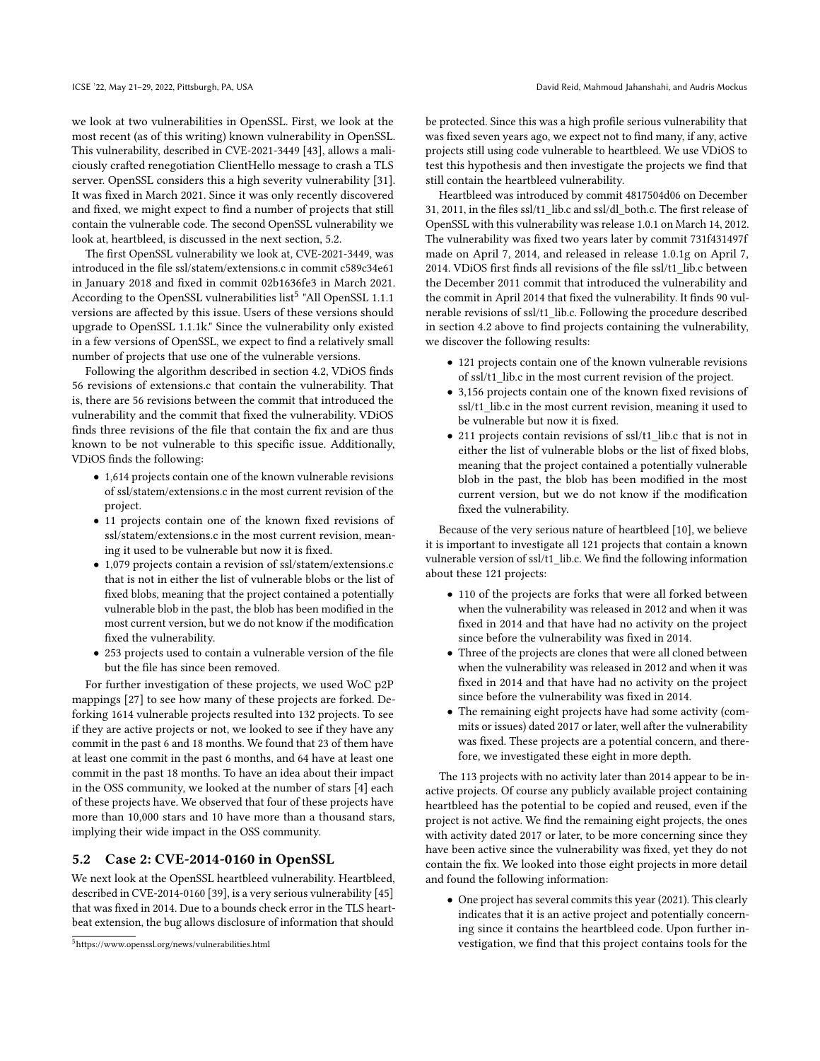we look at two vulnerabilities in OpenSSL. First, we look at the most recent (as of this writing) known vulnerability in OpenSSL. This vulnerability, described in CVE-2021-3449 [43], allows a maliciously crafted renegotiation ClientHello message to crash a TLS server. OpenSSL considers this a high severity vulnerability [31]. It was fixed in March 2021. Since it was only recently discovered and fixed, we might expect to find a number of projects that still contain the vulnerable code. The second OpenSSL vulnerability we look at, heartbleed, is discussed in the next section, 5.2.

The first OpenSSL vulnerability we look at, CVE-2021-3449, was introduced in the file ssl/statem/extensions.c in commit c589c34e61 in January 2018 and fixed in commit 02b1636fe3 in March 2021. According to the OpenSSL vulnerabilities list[5] "All OpenSSL 1.1.1 versions are affected by this issue. Users of these versions should upgrade to OpenSSL 1.1.1k." Since the vulnerability only existed in a few versions of OpenSSL, we expect to find a relatively small number of projects that use one of the vulnerable versions.

Following the algorithm described in section 4.2, VDiOS finds 56 revisions of extensions.c that contain the vulnerability. That is, there are 56 revisions between the commit that introduced the vulnerability and the commit that fixed the vulnerability. VDiOS finds three revisions of the file that contain the fix and are thus known to be not vulnerable to this specific issue. Additionally, VDiOS finds the following:

- 1,614 projects contain one of the known vulnerable revisions of ssl/statem/extensions.c in the most current revision of the project.
- 11 projects contain one of the known fixed revisions of ssl/statem/extensions.c in the most current revision, meaning it used to be vulnerable but now it is fixed.
- 1,079 projects contain a revision of ssl/statem/extensions.c that is not in either the list of vulnerable blobs or the list of fixed blobs, meaning that the project contained a potentially vulnerable blob in the past, the blob has been modified in the most current version, but we do not know if the modification fixed the vulnerability.
- 253 projects used to contain a vulnerable version of the file but the file has since been removed.

For further investigation of these projects, we used WoC p2P mappings [27] to see how many of these projects are forked. Deforking 1614 vulnerable projects resulted into 132 projects. To see if they are active projects or not, we looked to see if they have any commit in the past 6 and 18 months. We found that 23 of them have at least one commit in the past 6 months, and 64 have at least one commit in the past 18 months. To have an idea about their impact in the OSS community, we looked at the number of stars [4] each of these projects have. We observed that four of these projects have more than 10,000 stars and 10 have more than a thousand stars, implying their wide impact in the OSS community.

## 5.2 Case 2: CVE-2014-0160 in OpenSSL

We next look at the OpenSSL heartbleed vulnerability. Heartbleed, described in CVE-2014-0160 [39], is a very serious vulnerability [45] that was fixed in 2014. Due to a bounds check error in the TLS heartbeat extension, the bug allows disclosure of information that should be protected. Since this was a high profile serious vulnerability that was fixed seven years ago, we expect not to find many, if any, active projects still using code vulnerable to heartbleed. We use VDiOS to test this hypothesis and then investigate the projects we find that still contain the heartbleed vulnerability.

Heartbleed was introduced by commit 4817504d06 on December 31, 2011, in the files ssl/t1_lib.c and ssl/dl_both.c. The first release of OpenSSL with this vulnerability was release 1.0.1 on March 14, 2012. The vulnerability was fixed two years later by commit 731f431497f made on April 7, 2014, and released in release 1.0.1g on April 7, 2014. VDiOS first finds all revisions of the file ssl/t1_lib.c between the December 2011 commit that introduced the vulnerability and the commit in April 2014 that fixed the vulnerability. It finds 90 vulnerable revisions of ssl/t1_lib.c. Following the procedure described in section 4.2 above to find projects containing the vulnerability, we discover the following results:

- 121 projects contain one of the known vulnerable revisions of ssl/t1_lib.c in the most current revision of the project.
- 3,156 projects contain one of the known fixed revisions of ssl/t1_lib.c in the most current revision, meaning it used to be vulnerable but now it is fixed.
- 211 projects contain revisions of ssl/t1_lib.c that is not in either the list of vulnerable blobs or the list of fixed blobs, meaning that the project contained a potentially vulnerable blob in the past, the blob has been modified in the most current version, but we do not know if the modification fixed the vulnerability.

Because of the very serious nature of heartbleed [10], we believe it is important to investigate all 121 projects that contain a known vulnerable version of ssl/t1_lib.c. We find the following information about these 121 projects:

- 110 of the projects are forks that were all forked between when the vulnerability was released in 2012 and when it was fixed in 2014 and that have had no activity on the project since before the vulnerability was fixed in 2014.
- Three of the projects are clones that were all cloned between when the vulnerability was released in 2012 and when it was fixed in 2014 and that have had no activity on the project since before the vulnerability was fixed in 2014.
- The remaining eight projects have had some activity (commits or issues) dated 2017 or later, well after the vulnerability was fixed. These projects are a potential concern, and therefore, we investigated these eight in more depth.

The 113 projects with no activity later than 2014 appear to be inactive projects. Of course any publicly available project containing heartbleed has the potential to be copied and reused, even if the project is not active. We find the remaining eight projects, the ones with activity dated 2017 or later, to be more concerning since they have been active since the vulnerability was fixed, yet they do not contain the fix. We looked into those eight projects in more detail and found the following information:

- One project has several commits this year (2021). This clearly indicates that it is an active project and potentially concerning since it contains the heartbleed code. Upon further investigation, we find that this project contains tools for the

[5] https://www.openssl.org/news/vulnerabilities.html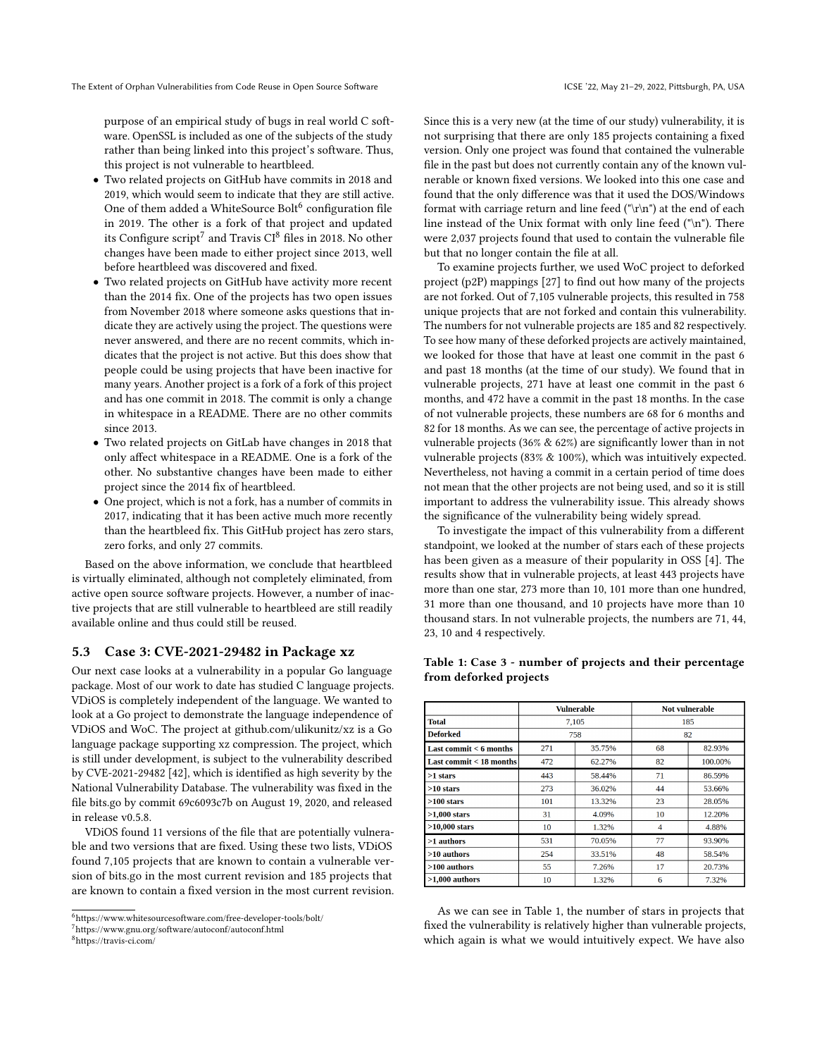purpose of an empirical study of bugs in real world C software. OpenSSL is included as one of the subjects of the study rather than being linked into this project's software. Thus, this project is not vulnerable to heartbleed.

- Two related projects on GitHub have commits in 2018 and 2019, which would seem to indicate that they are still active. One of them added a WhiteSource Bolt[6] configuration file in 2019. The other is a fork of that project and updated its Configure script[7] and Travis CI[8] files in 2018. No other changes have been made to either project since 2013, well before heartbleed was discovered and fixed.
- Two related projects on GitHub have activity more recent than the 2014 fix. One of the projects has two open issues from November 2018 where someone asks questions that indicate they are actively using the project. The questions were never answered, and there are no recent commits, which indicates that the project is not active. But this does show that people could be using projects that have been inactive for many years. Another project is a fork of a fork of this project and has one commit in 2018. The commit is only a change in whitespace in a README. There are no other commits since 2013.
- Two related projects on GitLab have changes in 2018 that only affect whitespace in a README. One is a fork of the other. No substantive changes have been made to either project since the 2014 fix of heartbleed.
- One project, which is not a fork, has a number of commits in 2017, indicating that it has been active much more recently than the heartbleed fix. This GitHub project has zero stars, zero forks, and only 27 commits.

Based on the above information, we conclude that heartbleed is virtually eliminated, although not completely eliminated, from active open source software projects. However, a number of inactive projects that are still vulnerable to heartbleed are still readily available online and thus could still be reused.

### 5.3 Case 3: CVE-2021-29482 in Package xz

Our next case looks at a vulnerability in a popular Go language package. Most of our work to date has studied C language projects. VDiOS is completely independent of the language. We wanted to look at a Go project to demonstrate the language independence of VDiOS and WoC. The project at github.com/ulikunitz/xz is a Go language package supporting xz compression. The project, which is still under development, is subject to the vulnerability described by CVE-2021-29482 [42], which is identified as high severity by the National Vulnerability Database. The vulnerability was fixed in the file bits.go by commit 69c6093c7b on August 19, 2020, and released in release v0.5.8.

VDiOS found 11 versions of the file that are potentially vulnerable and two versions that are fixed. Using these two lists, VDiOS found 7,105 projects that are known to contain a vulnerable version of bits.go in the most current revision and 185 projects that are known to contain a fixed version in the most current revision. Since this is a very new (at the time of our study) vulnerability, it is not surprising that there are only 185 projects containing a fixed version. Only one project was found that contained the vulnerable file in the past but does not currently contain any of the known vulnerable or known fixed versions. We looked into this one case and found that the only difference was that it used the DOS/Windows format with carriage return and line feed ("\r\n") at the end of each line instead of the Unix format with only line feed ("\n"). There were 2,037 projects found that used to contain the vulnerable file but that no longer contain the file at all.

To examine projects further, we used WoC project to deforked project (p2P) mappings [27] to find out how many of the projects are not forked. Out of 7,105 vulnerable projects, this resulted in 758 unique projects that are not forked and contain this vulnerability. The numbers for not vulnerable projects are 185 and 82 respectively. To see how many of these deforked projects are actively maintained, we looked for those that have at least one commit in the past 6 and past 18 months (at the time of our study). We found that in vulnerable projects, 271 have at least one commit in the past 6 months, and 472 have a commit in the past 18 months. In the case of not vulnerable projects, these numbers are 68 for 6 months and 82 for 18 months. As we can see, the percentage of active projects in vulnerable projects (36% & 62%) are significantly lower than in not vulnerable projects (83% & 100%), which was intuitively expected. Nevertheless, not having a commit in a certain period of time does not mean that the other projects are not being used, and so it is still important to address the vulnerability issue. This already shows the significance of the vulnerability being widely spread.

To investigate the impact of this vulnerability from a different standpoint, we looked at the number of stars each of these projects has been given as a measure of their popularity in OSS [4]. The results show that in vulnerable projects, at least 443 projects have more than one star, 273 more than 10, 101 more than one hundred, 31 more than one thousand, and 10 projects have more than 10 thousand stars. In not vulnerable projects, the numbers are 71, 44, 23, 10 and 4 respectively.

**Table 1: Case 3 - number of projects and their percentage from deforked projects**

| | Vulnerable | | Not vulnerable | |
|---|---|---|---|---|
| **Total** | 7,105 | | 185 | |
| **Deforked** | 758 | | 82 | |
| **Last commit < 6 months** | 271 | 35.75% | 68 | 82.93% |
| **Last commit < 18 months** | 472 | 62.27% | 82 | 100.00% |
| **>1 stars** | 443 | 58.44% | 71 | 86.59% |
| **>10 stars** | 273 | 36.02% | 44 | 53.66% |
| **>100 stars** | 101 | 13.32% | 23 | 28.05% |
| **>1,000 stars** | 31 | 4.09% | 10 | 12.20% |
| **>10,000 stars** | 10 | 1.32% | 4 | 4.88% |
| **>1 authors** | 531 | 70.05% | 77 | 93.90% |
| **>10 authors** | 254 | 33.51% | 48 | 58.54% |
| **>100 authors** | 55 | 7.26% | 17 | 20.73% |
| **>1,000 authors** | 10 | 1.32% | 6 | 7.32% |

As we can see in Table 1, the number of stars in projects that fixed the vulnerability is relatively higher than vulnerable projects, which again is what we would intuitively expect. We have also

[6] https://www.whitesourcesoftware.com/free-developer-tools/bolt/

[7] https://www.gnu.org/software/autoconf/autoconf.html

[8] https://travis-ci.com/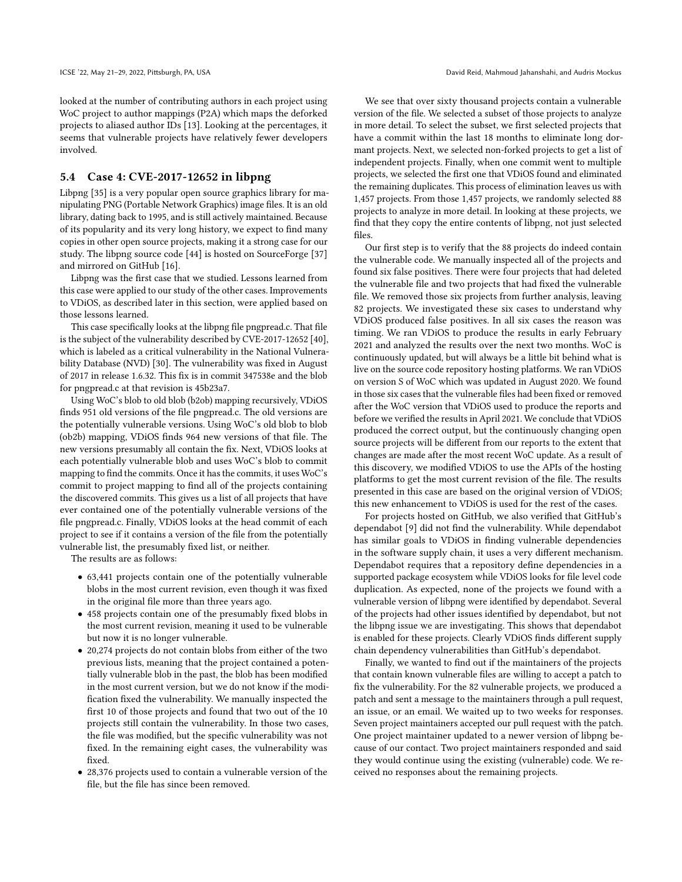looked at the number of contributing authors in each project using WoC project to author mappings (P2A) which maps the deforked projects to aliased author IDs [13]. Looking at the percentages, it seems that vulnerable projects have relatively fewer developers involved.

### 5.4 Case 4: CVE-2017-12652 in libpng

Libpng [35] is a very popular open source graphics library for manipulating PNG (Portable Network Graphics) image files. It is an old library, dating back to 1995, and is still actively maintained. Because of its popularity and its very long history, we expect to find many copies in other open source projects, making it a strong case for our study. The libpng source code [44] is hosted on SourceForge [37] and mirrored on GitHub [16].

Libpng was the first case that we studied. Lessons learned from this case were applied to our study of the other cases. Improvements to VDiOS, as described later in this section, were applied based on those lessons learned.

This case specifically looks at the libpng file pngpread.c. That file is the subject of the vulnerability described by CVE-2017-12652 [40], which is labeled as a critical vulnerability in the National Vulnerability Database (NVD) [30]. The vulnerability was fixed in August of 2017 in release 1.6.32. This fix is in commit 347538e and the blob for pngpread.c at that revision is 45b23a7.

Using WoC's blob to old blob (b2ob) mapping recursively, VDiOS finds 951 old versions of the file pngpread.c. The old versions are the potentially vulnerable versions. Using WoC's old blob to blob (ob2b) mapping, VDiOS finds 964 new versions of that file. The new versions presumably all contain the fix. Next, VDiOS looks at each potentially vulnerable blob and uses WoC's blob to commit mapping to find the commits. Once it has the commits, it uses WoC's commit to project mapping to find all of the projects containing the discovered commits. This gives us a list of all projects that have ever contained one of the potentially vulnerable versions of the file pngpread.c. Finally, VDiOS looks at the head commit of each project to see if it contains a version of the file from the potentially vulnerable list, the presumably fixed list, or neither.

The results are as follows:

- 63,441 projects contain one of the potentially vulnerable blobs in the most current revision, even though it was fixed in the original file more than three years ago.
- 458 projects contain one of the presumably fixed blobs in the most current revision, meaning it used to be vulnerable but now it is no longer vulnerable.
- 20,274 projects do not contain blobs from either of the two previous lists, meaning that the project contained a potentially vulnerable blob in the past, the blob has been modified in the most current version, but we do not know if the modification fixed the vulnerability. We manually inspected the first 10 of those projects and found that two out of the 10 projects still contain the vulnerability. In those two cases, the file was modified, but the specific vulnerability was not fixed. In the remaining eight cases, the vulnerability was fixed.
- 28,376 projects used to contain a vulnerable version of the file, but the file has since been removed.

We see that over sixty thousand projects contain a vulnerable version of the file. We selected a subset of those projects to analyze in more detail. To select the subset, we first selected projects that have a commit within the last 18 months to eliminate long dormant projects. Next, we selected non-forked projects to get a list of independent projects. Finally, when one commit went to multiple projects, we selected the first one that VDiOS found and eliminated the remaining duplicates. This process of elimination leaves us with 1,457 projects. From those 1,457 projects, we randomly selected 88 projects to analyze in more detail. In looking at these projects, we find that they copy the entire contents of libpng, not just selected files.

Our first step is to verify that the 88 projects do indeed contain the vulnerable code. We manually inspected all of the projects and found six false positives. There were four projects that had deleted the vulnerable file and two projects that had fixed the vulnerable file. We removed those six projects from further analysis, leaving 82 projects. We investigated these six cases to understand why VDiOS produced false positives. In all six cases the reason was timing. We ran VDiOS to produce the results in early February 2021 and analyzed the results over the next two months. WoC is continuously updated, but will always be a little bit behind what is live on the source code repository hosting platforms. We ran VDiOS on version S of WoC which was updated in August 2020. We found in those six cases that the vulnerable files had been fixed or removed after the WoC version that VDiOS used to produce the reports and before we verified the results in April 2021. We conclude that VDiOS produced the correct output, but the continuously changing open source projects will be different from our reports to the extent that changes are made after the most recent WoC update. As a result of this discovery, we modified VDiOS to use the APIs of the hosting platforms to get the most current revision of the file. The results presented in this case are based on the original version of VDiOS; this new enhancement to VDiOS is used for the rest of the cases.

For projects hosted on GitHub, we also verified that GitHub's dependabot [9] did not find the vulnerability. While dependabot has similar goals to VDiOS in finding vulnerable dependencies in the software supply chain, it uses a very different mechanism. Dependabot requires that a repository define dependencies in a supported package ecosystem while VDiOS looks for file level code duplication. As expected, none of the projects we found with a vulnerable version of libpng were identified by dependabot. Several of the projects had other issues identified by dependabot, but not the libpng issue we are investigating. This shows that dependabot is enabled for these projects. Clearly VDiOS finds different supply chain dependency vulnerabilities than GitHub's dependabot.

Finally, we wanted to find out if the maintainers of the projects that contain known vulnerable files are willing to accept a patch to fix the vulnerability. For the 82 vulnerable projects, we produced a patch and sent a message to the maintainers through a pull request, an issue, or an email. We waited up to two weeks for responses. Seven project maintainers accepted our pull request with the patch. One project maintainer updated to a newer version of libpng because of our contact. Two project maintainers responded and said they would continue using the existing (vulnerable) code. We received no responses about the remaining projects.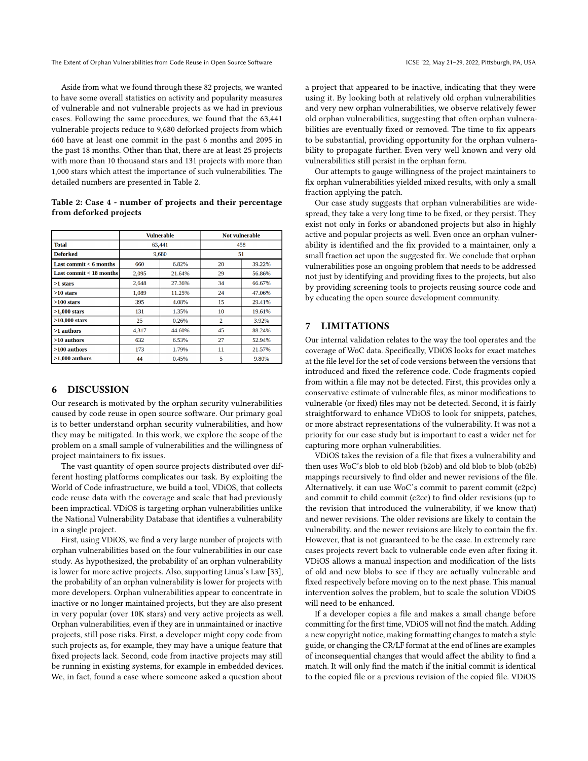Aside from what we found through these 82 projects, we wanted to have some overall statistics on activity and popularity measures of vulnerable and not vulnerable projects as we had in previous cases. Following the same procedures, we found that the 63,441 vulnerable projects reduce to 9,680 deforked projects from which 660 have at least one commit in the past 6 months and 2095 in the past 18 months. Other than that, there are at least 25 projects with more than 10 thousand stars and 131 projects with more than 1,000 stars which attest the importance of such vulnerabilities. The detailed numbers are presented in Table 2.

**Table 2: Case 4 - number of projects and their percentage from deforked projects**

| | Vulnerable | | Not vulnerable | |
|---|---|---|---|---|
| **Total** | 63,441 | | 458 | |
| **Deforked** | 9,680 | | 51 | |
| **Last commit < 6 months** | 660 | 6.82% | 20 | 39.22% |
| **Last commit < 18 months** | 2,095 | 21.64% | 29 | 56.86% |
| **>1 stars** | 2,648 | 27.36% | 34 | 66.67% |
| **>10 stars** | 1,089 | 11.25% | 24 | 47.06% |
| **>100 stars** | 395 | 4.08% | 15 | 29.41% |
| **>1,000 stars** | 131 | 1.35% | 10 | 19.61% |
| **>10,000 stars** | 25 | 0.26% | 2 | 3.92% |
| **>1 authors** | 4,317 | 44.60% | 45 | 88.24% |
| **>10 authors** | 632 | 6.53% | 27 | 52.94% |
| **>100 authors** | 173 | 1.79% | 11 | 21.57% |
| **>1,000 authors** | 44 | 0.45% | 5 | 9.80% |

## 6 DISCUSSION

Our research is motivated by the orphan security vulnerabilities caused by code reuse in open source software. Our primary goal is to better understand orphan security vulnerabilities, and how they may be mitigated. In this work, we explore the scope of the problem on a small sample of vulnerabilities and the willingness of project maintainers to fix issues.

The vast quantity of open source projects distributed over different hosting platforms complicates our task. By exploiting the World of Code infrastructure, we build a tool, VDiOS, that collects code reuse data with the coverage and scale that had previously been impractical. VDiOS is targeting orphan vulnerabilities unlike the National Vulnerability Database that identifies a vulnerability in a single project.

First, using VDiOS, we find a very large number of projects with orphan vulnerabilities based on the four vulnerabilities in our case study. As hypothesized, the probability of an orphan vulnerability is lower for more active projects. Also, supporting Linus's Law [33], the probability of an orphan vulnerability is lower for projects with more developers. Orphan vulnerabilities appear to concentrate in inactive or no longer maintained projects, but they are also present in very popular (over 10K stars) and very active projects as well. Orphan vulnerabilities, even if they are in unmaintained or inactive projects, still pose risks. First, a developer might copy code from such projects as, for example, they may have a unique feature that fixed projects lack. Second, code from inactive projects may still be running in existing systems, for example in embedded devices. We, in fact, found a case where someone asked a question about a project that appeared to be inactive, indicating that they were using it. By looking both at relatively old orphan vulnerabilities and very new orphan vulnerabilities, we observe relatively fewer old orphan vulnerabilities, suggesting that often orphan vulnerabilities are eventually fixed or removed. The time to fix appears to be substantial, providing opportunity for the orphan vulnerability to propagate further. Even very well known and very old vulnerabilities still persist in the orphan form.

Our attempts to gauge willingness of the project maintainers to fix orphan vulnerabilities yielded mixed results, with only a small fraction applying the patch.

Our case study suggests that orphan vulnerabilities are widespread, they take a very long time to be fixed, or they persist. They exist not only in forks or abandoned projects but also in highly active and popular projects as well. Even once an orphan vulnerability is identified and the fix provided to a maintainer, only a small fraction act upon the suggested fix. We conclude that orphan vulnerabilities pose an ongoing problem that needs to be addressed not just by identifying and providing fixes to the projects, but also by providing screening tools to projects reusing source code and by educating the open source development community.

## 7 LIMITATIONS

Our internal validation relates to the way the tool operates and the coverage of WoC data. Specifically, VDiOS looks for exact matches at the file level for the set of code versions between the versions that introduced and fixed the reference code. Code fragments copied from within a file may not be detected. First, this provides only a conservative estimate of vulnerable files, as minor modifications to vulnerable (or fixed) files may not be detected. Second, it is fairly straightforward to enhance VDiOS to look for snippets, patches, or more abstract representations of the vulnerability. It was not a priority for our case study but is important to cast a wider net for capturing more orphan vulnerabilities.

VDiOS takes the revision of a file that fixes a vulnerability and then uses WoC's blob to old blob (b2ob) and old blob to blob (ob2b) mappings recursively to find older and newer revisions of the file. Alternatively, it can use WoC's commit to parent commit (c2pc) and commit to child commit (c2cc) to find older revisions (up to the revision that introduced the vulnerability, if we know that) and newer revisions. The older revisions are likely to contain the vulnerability, and the newer revisions are likely to contain the fix. However, that is not guaranteed to be the case. In extremely rare cases projects revert back to vulnerable code even after fixing it. VDiOS allows a manual inspection and modification of the lists of old and new blobs to see if they are actually vulnerable and fixed respectively before moving on to the next phase. This manual intervention solves the problem, but to scale the solution VDiOS will need to be enhanced.

If a developer copies a file and makes a small change before committing for the first time, VDiOS will not find the match. Adding a new copyright notice, making formatting changes to match a style guide, or changing the CR/LF format at the end of lines are examples of inconsequential changes that would affect the ability to find a match. It will only find the match if the initial commit is identical to the copied file or a previous revision of the copied file. VDiOS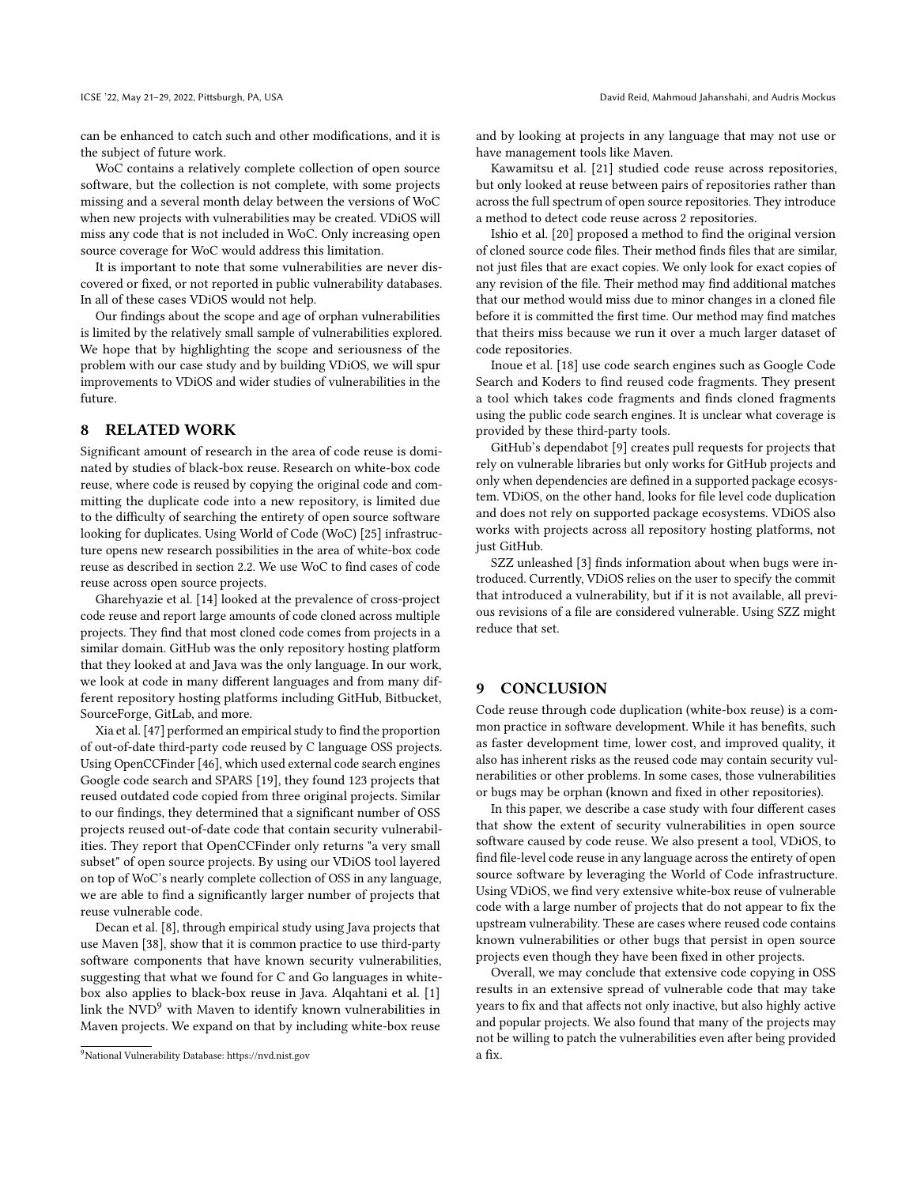can be enhanced to catch such and other modifications, and it is the subject of future work.

WoC contains a relatively complete collection of open source software, but the collection is not complete, with some projects missing and a several month delay between the versions of WoC when new projects with vulnerabilities may be created. VDiOS will miss any code that is not included in WoC. Only increasing open source coverage for WoC would address this limitation.

It is important to note that some vulnerabilities are never discovered or fixed, or not reported in public vulnerability databases. In all of these cases VDiOS would not help.

Our findings about the scope and age of orphan vulnerabilities is limited by the relatively small sample of vulnerabilities explored. We hope that by highlighting the scope and seriousness of the problem with our case study and by building VDiOS, we will spur improvements to VDiOS and wider studies of vulnerabilities in the future.

## 8 RELATED WORK

Significant amount of research in the area of code reuse is dominated by studies of black-box reuse. Research on white-box code reuse, where code is reused by copying the original code and committing the duplicate code into a new repository, is limited due to the difficulty of searching the entirety of open source software looking for duplicates. Using World of Code (WoC) [25] infrastructure opens new research possibilities in the area of white-box code reuse as described in section 2.2. We use WoC to find cases of code reuse across open source projects.

Gharehyazie et al. [14] looked at the prevalence of cross-project code reuse and report large amounts of code cloned across multiple projects. They find that most cloned code comes from projects in a similar domain. GitHub was the only repository hosting platform that they looked at and Java was the only language. In our work, we look at code in many different languages and from many different repository hosting platforms including GitHub, Bitbucket, SourceForge, GitLab, and more.

Xia et al. [47] performed an empirical study to find the proportion of out-of-date third-party code reused by C language OSS projects. Using OpenCCFinder [46], which used external code search engines Google code search and SPARS [19], they found 123 projects that reused outdated code copied from three original projects. Similar to our findings, they determined that a significant number of OSS projects reused out-of-date code that contain security vulnerabilities. They report that OpenCCFinder only returns "a very small subset" of open source projects. By using our VDiOS tool layered on top of WoC's nearly complete collection of OSS in any language, we are able to find a significantly larger number of projects that reuse vulnerable code.

Decan et al. [8], through empirical study using Java projects that use Maven [38], show that it is common practice to use third-party software components that have known security vulnerabilities, suggesting that what we found for C and Go languages in white-box also applies to black-box reuse in Java. Alqahtani et al. [1] link the NVD[9] with Maven to identify known vulnerabilities in Maven projects. We expand on that by including white-box reuse and by looking at projects in any language that may not use or have management tools like Maven.

Kawamitsu et al. [21] studied code reuse across repositories, but only looked at reuse between pairs of repositories rather than across the full spectrum of open source repositories. They introduce a method to detect code reuse across 2 repositories.

Ishio et al. [20] proposed a method to find the original version of cloned source code files. Their method finds files that are similar, not just files that are exact copies. We only look for exact copies of any revision of the file. Their method may find additional matches that our method would miss due to minor changes in a cloned file before it is committed the first time. Our method may find matches that theirs miss because we run it over a much larger dataset of code repositories.

Inoue et al. [18] use code search engines such as Google Code Search and Koders to find reused code fragments. They present a tool which takes code fragments and finds cloned fragments using the public code search engines. It is unclear what coverage is provided by these third-party tools.

GitHub's dependabot [9] creates pull requests for projects that rely on vulnerable libraries but only works for GitHub projects and only when dependencies are defined in a supported package ecosystem. VDiOS, on the other hand, looks for file level code duplication and does not rely on supported package ecosystems. VDiOS also works with projects across all repository hosting platforms, not just GitHub.

SZZ unleashed [3] finds information about when bugs were introduced. Currently, VDiOS relies on the user to specify the commit that introduced a vulnerability, but if it is not available, all previous revisions of a file are considered vulnerable. Using SZZ might reduce that set.

## 9 CONCLUSION

Code reuse through code duplication (white-box reuse) is a common practice in software development. While it has benefits, such as faster development time, lower cost, and improved quality, it also has inherent risks as the reused code may contain security vulnerabilities or other problems. In some cases, those vulnerabilities or bugs may be orphan (known and fixed in other repositories).

In this paper, we describe a case study with four different cases that show the extent of security vulnerabilities in open source software caused by code reuse. We also present a tool, VDiOS, to find file-level code reuse in any language across the entirety of open source software by leveraging the World of Code infrastructure. Using VDiOS, we find very extensive white-box reuse of vulnerable code with a large number of projects that do not appear to fix the upstream vulnerability. These are cases where reused code contains known vulnerabilities or other bugs that persist in open source projects even though they have been fixed in other projects.

Overall, we may conclude that extensive code copying in OSS results in an extensive spread of vulnerable code that may take years to fix and that affects not only inactive, but also highly active and popular projects. We also found that many of the projects may not be willing to patch the vulnerabilities even after being provided a fix.

[9] National Vulnerability Database: https://nvd.nist.gov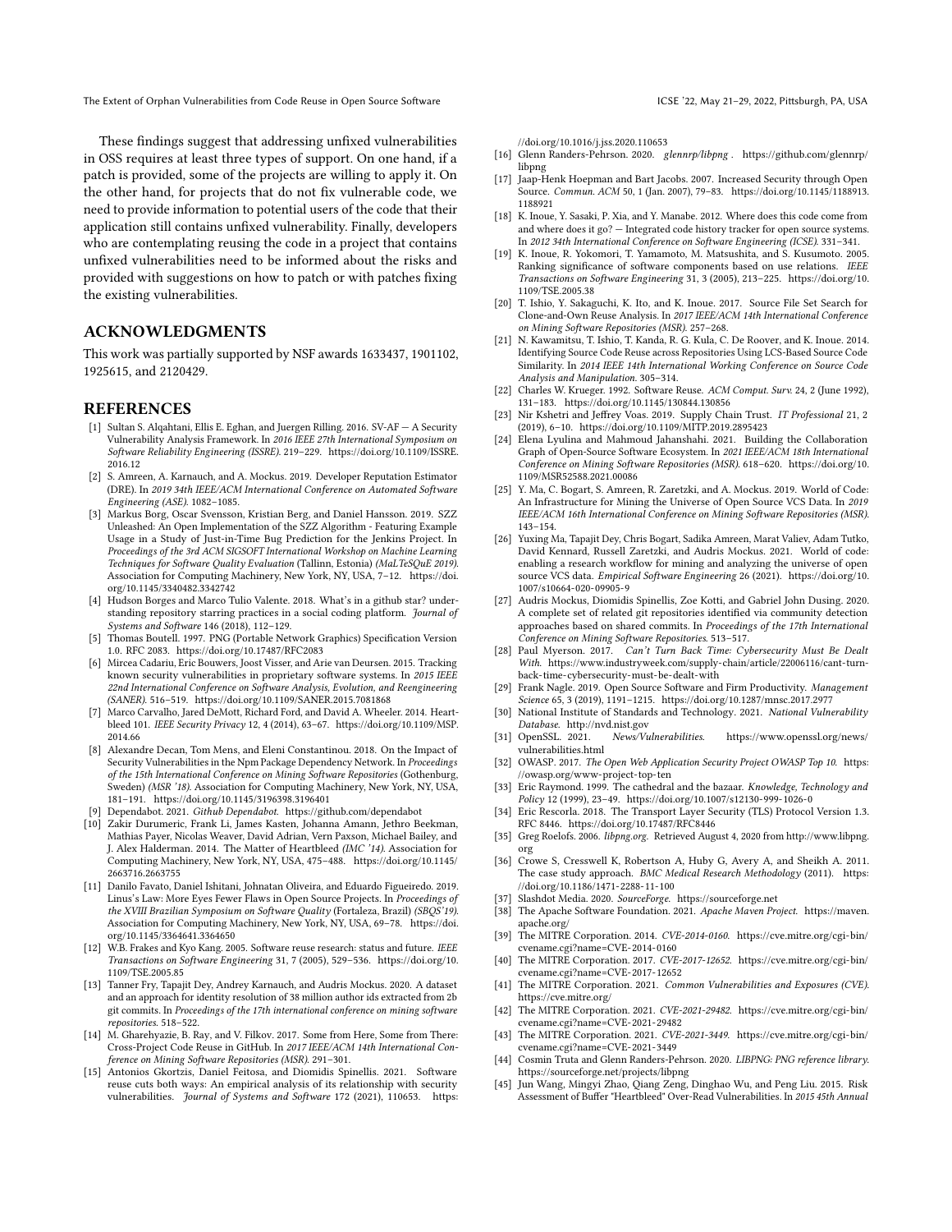These findings suggest that addressing unfixed vulnerabilities in OSS requires at least three types of support. On one hand, if a patch is provided, some of the projects are willing to apply it. On the other hand, for projects that do not fix vulnerable code, we need to provide information to potential users of the code that their application still contains unfixed vulnerability. Finally, developers who are contemplating reusing the code in a project that contains unfixed vulnerabilities need to be informed about the risks and provided with suggestions on how to patch or with patches fixing the existing vulnerabilities.

## ACKNOWLEDGMENTS

This work was partially supported by NSF awards 1633437, 1901102, 1925615, and 2120429.

## REFERENCES

- [1] Sultan S. Alqahtani, Ellis E. Eghan, and Juergen Rilling. 2016. SV-AF — A Security Vulnerability Analysis Framework. In *2016 IEEE 27th International Symposium on Software Reliability Engineering (ISSRE)*. 219–229. https://doi.org/10.1109/ISSRE.2016.12
- [2] S. Amreen, A. Karnauch, and A. Mockus. 2019. Developer Reputation Estimator (DRE). In *2019 34th IEEE/ACM International Conference on Automated Software Engineering (ASE)*. 1082–1085.
- [3] Markus Borg, Oscar Svensson, Kristian Berg, and Daniel Hansson. 2019. SZZ Unleashed: An Open Implementation of the SZZ Algorithm - Featuring Example Usage in a Study of Just-in-Time Bug Prediction for the Jenkins Project. In *Proceedings of the 3rd ACM SIGSOFT International Workshop on Machine Learning Techniques for Software Quality Evaluation* (Tallinn, Estonia) *(MaLTeSQuE 2019)*. Association for Computing Machinery, New York, NY, USA, 7–12. https://doi.org/10.1145/3340482.3342742
- [4] Hudson Borges and Marco Tulio Valente. 2018. What's in a github star? understanding repository starring practices in a social coding platform. *Journal of Systems and Software* 146 (2018), 112–129.
- [5] Thomas Boutell. 1997. PNG (Portable Network Graphics) Specification Version 1.0. RFC 2083. https://doi.org/10.17487/RFC2083
- [6] Mircea Cadariu, Eric Bouwers, Joost Visser, and Arie van Deursen. 2015. Tracking known security vulnerabilities in proprietary software systems. In *2015 IEEE 22nd International Conference on Software Analysis, Evolution, and Reengineering (SANER)*. 516–519. https://doi.org/10.1109/SANER.2015.7081868
- [7] Marco Carvalho, Jared DeMott, Richard Ford, and David A. Wheeler. 2014. Heartbleed 101. *IEEE Security Privacy* 12, 4 (2014), 63–67. https://doi.org/10.1109/MSP.2014.66
- [8] Alexandre Decan, Tom Mens, and Eleni Constantinou. 2018. On the Impact of Security Vulnerabilities in the Npm Package Dependency Network. In *Proceedings of the 15th International Conference on Mining Software Repositories* (Gothenburg, Sweden) *(MSR '18)*. Association for Computing Machinery, New York, NY, USA, 181–191. https://doi.org/10.1145/3196398.3196401
- [9] Dependabot. 2021. *Github Dependabot*. https://github.com/dependabot
- [10] Zakir Durumeric, Frank Li, James Kasten, Johanna Amann, Jethro Beekman, Mathias Payer, Nicolas Weaver, David Adrian, Vern Paxson, Michael Bailey, and J. Alex Halderman. 2014. The Matter of Heartbleed *(IMC '14)*. Association for Computing Machinery, New York, NY, USA, 475–488. https://doi.org/10.1145/2663716.2663755
- [11] Danilo Favato, Daniel Ishitani, Johnatan Oliveira, and Eduardo Figueiredo. 2019. Linus's Law: More Eyes Fewer Flaws in Open Source Projects. In *Proceedings of the XVIII Brazilian Symposium on Software Quality* (Fortaleza, Brazil) *(SBQS'19)*. Association for Computing Machinery, New York, NY, USA, 69–78. https://doi.org/10.1145/3364641.3364650
- [12] W.B. Frakes and Kyo Kang. 2005. Software reuse research: status and future. *IEEE Transactions on Software Engineering* 31, 7 (2005), 529–536. https://doi.org/10.1109/TSE.2005.85
- [13] Tanner Fry, Tapajit Dey, Andrey Karnauch, and Audris Mockus. 2020. A dataset and an approach for identity resolution of 38 million author ids extracted from 2b git commits. In *Proceedings of the 17th international conference on mining software repositories*. 518–522.
- [14] M. Gharehyazie, B. Ray, and V. Filkov. 2017. Some from Here, Some from There: Cross-Project Code Reuse in GitHub. In *2017 IEEE/ACM 14th International Conference on Mining Software Repositories (MSR)*. 291–301.
- [15] Antonios Gkortzis, Daniel Feitosa, and Diomidis Spinellis. 2021. Software reuse cuts both ways: An empirical analysis of its relationship with security vulnerabilities. *Journal of Systems and Software* 172 (2021), 110653. https://doi.org/10.1016/j.jss.2020.110653
- [16] Glenn Randers-Pehrson. 2020. *glennrp/libpng*. https://github.com/glennrp/libpng
- [17] Jaap-Henk Hoepman and Bart Jacobs. 2007. Increased Security through Open Source. *Commun. ACM* 50, 1 (Jan. 2007), 79–83. https://doi.org/10.1145/1188913.1188921
- [18] K. Inoue, Y. Sasaki, P. Xia, and Y. Manabe. 2012. Where does this code come from and where does it go? — Integrated code history tracker for open source systems. In *2012 34th International Conference on Software Engineering (ICSE)*. 331–341.
- [19] K. Inoue, R. Yokomori, T. Yamamoto, M. Matsushita, and S. Kusumoto. 2005. Ranking significance of software components based on use relations. *IEEE Transactions on Software Engineering* 31, 3 (2005), 213–225. https://doi.org/10.1109/TSE.2005.38
- [20] T. Ishio, Y. Sakaguchi, K. Ito, and K. Inoue. 2017. Source File Set Search for Clone-and-Own Reuse Analysis. In *2017 IEEE/ACM 14th International Conference on Mining Software Repositories (MSR)*. 257–268.
- [21] N. Kawamitsu, T. Ishio, T. Kanda, R. G. Kula, C. De Roover, and K. Inoue. 2014. Identifying Source Code Reuse across Repositories Using LCS-Based Source Code Similarity. In *2014 IEEE 14th International Working Conference on Source Code Analysis and Manipulation*. 305–314.
- [22] Charles W. Krueger. 1992. Software Reuse. *ACM Comput. Surv.* 24, 2 (June 1992), 131–183. https://doi.org/10.1145/130844.130856
- [23] Nir Kshetri and Jeffrey Voas. 2019. Supply Chain Trust. *IT Professional* 21, 2 (2019), 6–10. https://doi.org/10.1109/MITP.2019.2895423
- [24] Elena Lyulina and Mahmoud Jahanshahi. 2021. Building the Collaboration Graph of Open-Source Software Ecosystem. In *2021 IEEE/ACM 18th International Conference on Mining Software Repositories (MSR)*. 618–620. https://doi.org/10.1109/MSR52588.2021.00086
- [25] Y. Ma, C. Bogart, S. Amreen, R. Zaretzki, and A. Mockus. 2019. World of Code: An Infrastructure for Mining the Universe of Open Source VCS Data. In *2019 IEEE/ACM 16th International Conference on Mining Software Repositories (MSR)*. 143–154.
- [26] Yuxing Ma, Tapajit Dey, Chris Bogart, Sadika Amreen, Marat Valiev, Adam Tutko, David Kennard, Russell Zaretzki, and Audris Mockus. 2021. World of code: enabling a research workflow for mining and analyzing the universe of open source VCS data. *Empirical Software Engineering* 26 (2021). https://doi.org/10.1007/s10664-020-09905-9
- [27] Audris Mockus, Diomidis Spinellis, Zoe Kotti, and Gabriel John Dusing. 2020. A complete set of related git repositories identified via community detection approaches based on shared commits. In *Proceedings of the 17th International Conference on Mining Software Repositories*. 513–517.
- [28] Paul Myerson. 2017. *Can't Turn Back Time: Cybersecurity Must Be Dealt With*. https://www.industryweek.com/supply-chain/article/22006116/cant-turn-back-time-cybersecurity-must-be-dealt-with
- [29] Frank Nagle. 2019. Open Source Software and Firm Productivity. *Management Science* 65, 3 (2019), 1191–1215. https://doi.org/10.1287/mnsc.2017.2977
- [30] National Institute of Standards and Technology. 2021. *National Vulnerability Database*. http://nvd.nist.gov
- [31] OpenSSL. 2021. *News/Vulnerabilities*. https://www.openssl.org/news/vulnerabilities.html
- [32] OWASP. 2017. *The Open Web Application Security Project OWASP Top 10*. https://owasp.org/www-project-top-ten
- [33] Eric Raymond. 1999. The cathedral and the bazaar. *Knowledge, Technology and Policy* 12 (1999), 23–49. https://doi.org/10.1007/s12130-999-1026-0
- [34] Eric Rescorla. 2018. The Transport Layer Security (TLS) Protocol Version 1.3. RFC 8446. https://doi.org/10.17487/RFC8446
- [35] Greg Roelofs. 2006. *libpng.org*. Retrieved August 4, 2020 from http://www.libpng.org
- [36] Crowe S, Cresswell K, Robertson A, Huby G, Avery A, and Sheikh A. 2011. The case study approach. *BMC Medical Research Methodology* (2011). https://doi.org/10.1186/1471-2288-11-100
- [37] Slashdot Media. 2020. *SourceForge*. https://sourceforge.net
- [38] The Apache Software Foundation. 2021. *Apache Maven Project*. https://maven.apache.org/
- [39] The MITRE Corporation. 2014. *CVE-2014-0160*. https://cve.mitre.org/cgi-bin/cvename.cgi?name=CVE-2014-0160
- [40] The MITRE Corporation. 2017. *CVE-2017-12652*. https://cve.mitre.org/cgi-bin/cvename.cgi?name=CVE-2017-12652
- [41] The MITRE Corporation. 2021. *Common Vulnerabilities and Exposures (CVE)*. https://cve.mitre.org/
- [42] The MITRE Corporation. 2021. *CVE-2021-29482*. https://cve.mitre.org/cgi-bin/cvename.cgi?name=CVE-2021-29482
- [43] The MITRE Corporation. 2021. *CVE-2021-3449*. https://cve.mitre.org/cgi-bin/cvename.cgi?name=CVE-2021-3449
- [44] Cosmin Truta and Glenn Randers-Pehrson. 2020. *LIBPNG: PNG reference library*. https://sourceforge.net/projects/libpng
- [45] Jun Wang, Mingyi Zhao, Qiang Zeng, Dinghao Wu, and Peng Liu. 2015. Risk Assessment of Buffer "Heartbleed" Over-Read Vulnerabilities. In *2015 45th Annual*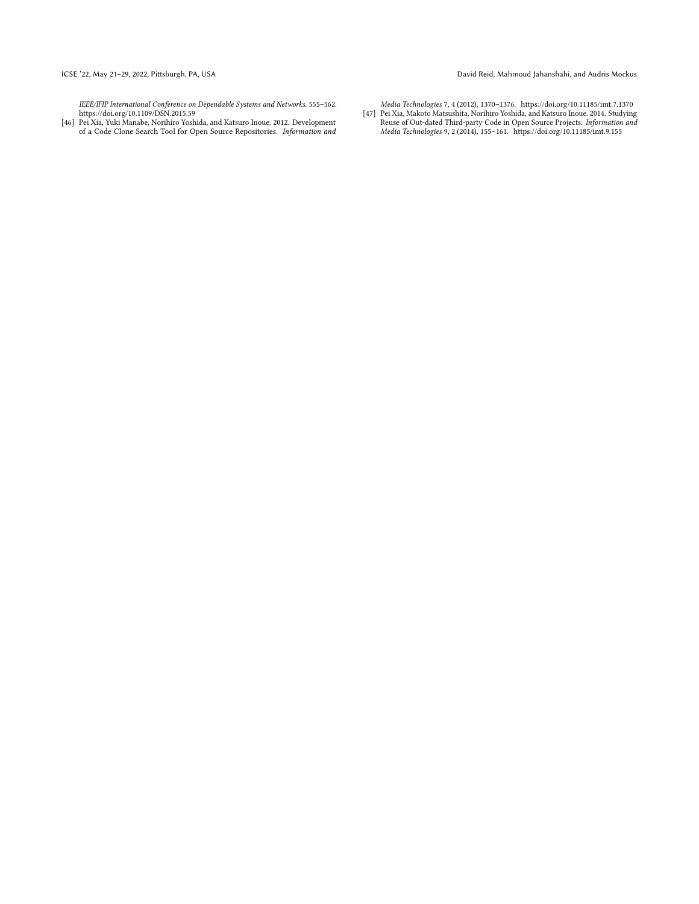IEEE/IFIP International Conference on Dependable Systems and Networks*. 555–562. https://doi.org/10.1109/DSN.2015.59

[46] Pei Xia, Yuki Manabe, Norihiro Yoshida, and Katsuro Inoue. 2012. Development of a Code Clone Search Tool for Open Source Repositories. *Information and Media Technologies* 7, 4 (2012), 1370–1376. https://doi.org/10.11185/imt.7.1370

[47] Pei Xia, Makoto Matsushita, Norihiro Yoshida, and Katsuro Inoue. 2014. Studying Reuse of Out-dated Third-party Code in Open Source Projects. *Information and Media Technologies* 9, 2 (2014), 155–161. https://doi.org/10.11185/imt.9.155